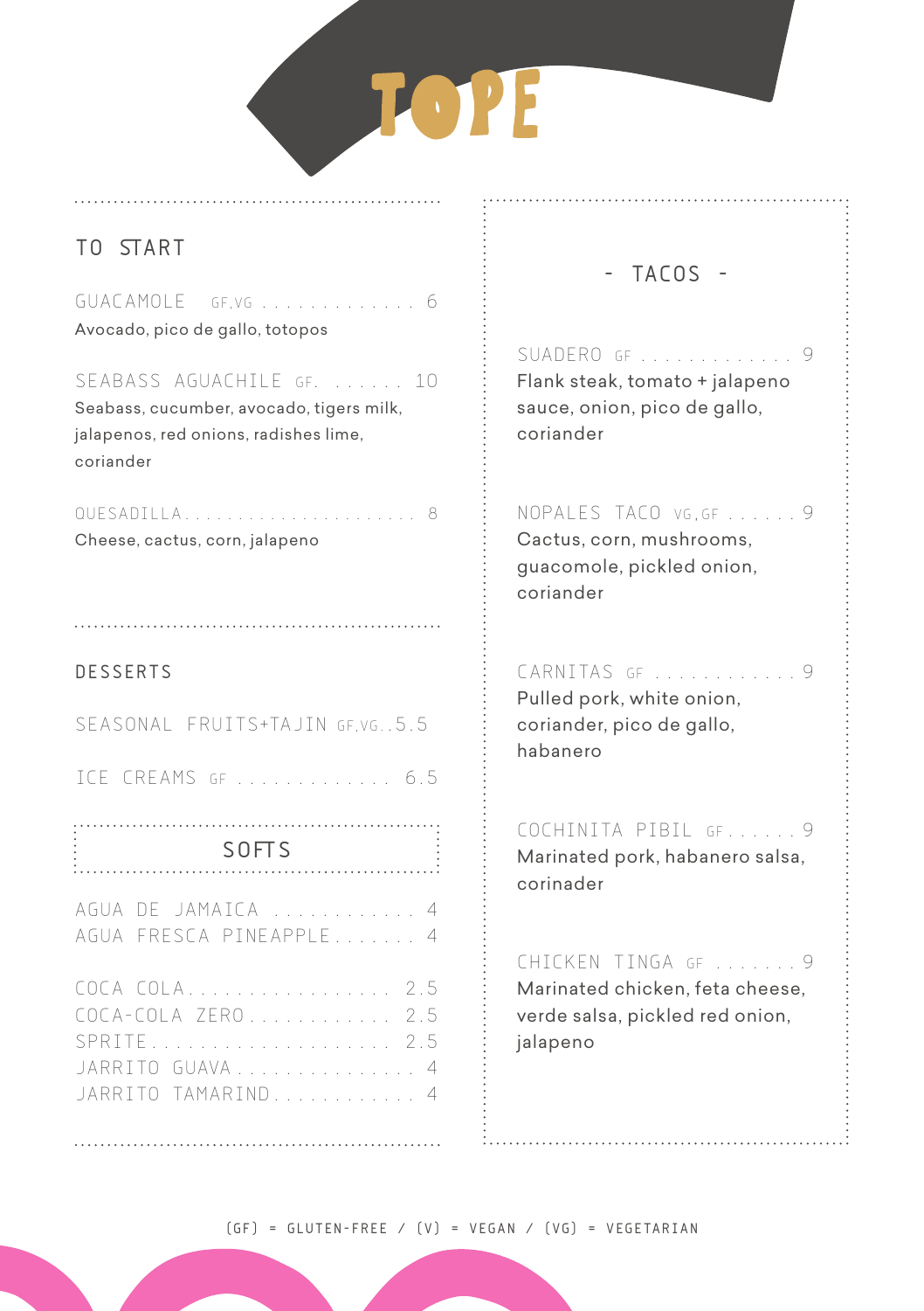# TOPE

## TO START

GUACAMOLE GF,VG . . . . . . . . . . . . . 6
Avocado, pico de gallo, totopos

SEABASS AGUACHILE GF. . . . . . . 10
Seabass, cucumber, avocado, tigers milk, jalapenos, red onions, radishes lime, coriander

QUESADILLA. . . . . . . . . . . . . . . . . . . . . 8
Cheese, cactus, corn, jalapeno

## DESSERTS

SEASONAL FRUITS+TAJIN GF,VG..5.5

ICE CREAMS GF . . . . . . . . . . . . . 6.5

## SOFTS

AGUA DE JAMAICA . . . . . . . . . . . . 4
AGUA FRESCA PINEAPPLE. . . . . . . 4

COCA COLA. . . . . . . . . . . . . . . . . 2.5
COCA-COLA ZERO. . . . . . . . . . . 2.5
SPRITE. . . . . . . . . . . . . . . . . . . . 2.5
JARRITO GUAVA . . . . . . . . . . . . . . 4
JARRITO TAMARIND. . . . . . . . . . . . 4

## - TACOS -

SUADERO GF . . . . . . . . . . . . . 9
Flank steak, tomato + jalapeno sauce, onion, pico de gallo, coriander

NOPALES TACO VG,GF . . . . . . 9
Cactus, corn, mushrooms, guacomole, pickled onion, coriander

CARNITAS GF . . . . . . . . . . . . 9
Pulled pork, white onion, coriander, pico de gallo, habanero

COCHINITA PIBIL GF. . . . . . 9
Marinated pork, habanero salsa, corinader

CHICKEN TINGA GF . . . . . . . 9
Marinated chicken, feta cheese, verde salsa, pickled red onion, jalapeno

(GF) = GLUTEN-FREE / (V) = VEGAN / (VG) = VEGETARIAN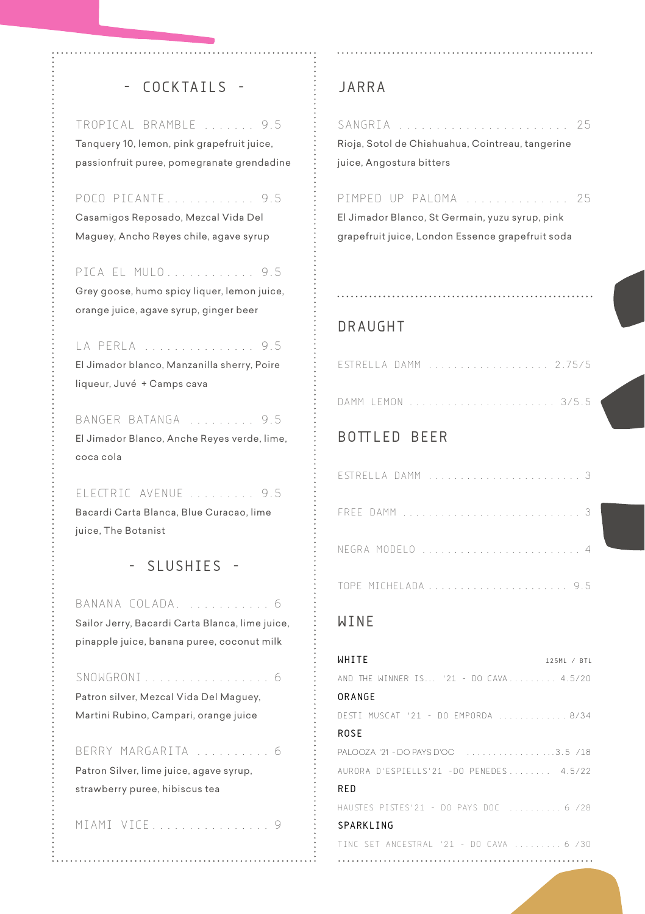## - COCKTAILS -

**TROPICAL BRAMBLE** ....... 9.5
Tanquery 10, lemon, pink grapefruit juice, passionfruit puree, pomegranate grendadine

**POCO PICANTE** ............ 9.5
Casamigos Reposado, Mezcal Vida Del Maguey, Ancho Reyes chile, agave syrup

**PICA EL MULO** ............ 9.5
Grey goose, humo spicy liquer, lemon juice, orange juice, agave syrup, ginger beer

**LA PERLA** ............... 9.5
El Jimador blanco, Manzanilla sherry, Poire liqueur, Juvé + Camps cava

**BANGER BATANGA** ......... 9.5
El Jimador Blanco, Anche Reyes verde, lime, coca cola

**ELECTRIC AVENUE** ......... 9.5
Bacardi Carta Blanca, Blue Curacao, lime juice, The Botanist

## - SLUSHIES -

**BANANA COLADA.** ........... 6
Sailor Jerry, Bacardi Carta Blanca, lime juice, pinapple juice, banana puree, coconut milk

**SNOWGRONI** ................. 6
Patron silver, Mezcal Vida Del Maguey, Martini Rubino, Campari, orange juice

**BERRY MARGARITA** .......... 6
Patron Silver, lime juice, agave syrup, strawberry puree, hibiscus tea

**MIAMI VICE** ................ 9

## JARRA

**SANGRIA** ........................ 25
Rioja, Sotol de Chiahuahua, Cointreau, tangerine juice, Angostura bitters

**PIMPED UP PALOMA** .............. 25
El Jimador Blanco, St Germain, yuzu syrup, pink grapefruit juice, London Essence grapefruit soda

## DRAUGHT

ESTRELLA DAMM .................. 2.75/5

DAMM LEMON ...................... 3/5.5

## BOTTLED BEER

ESTRELLA DAMM ........................ 3

FREE DAMM ............................ 3

NEGRA MODELO ........................ 4

TOPE MICHELADA ...................... 9.5

## WINE

**WHITE** — 125ML / BTL

AND THE WINNER IS... '21 - DO CAVA ......... 4.5/20

**ORANGE**

DESTI MUSCAT '21 - DO EMPORDA ............. 8/34

**ROSE**

PALOOZA '21 - DO PAYS D'OC ................3.5 /18

AURORA D'ESPIELLS'21 -DO PENEDES ........ 4.5/22

**RED**

HAUSTES PISTES'21 - DO PAYS DOC .......... 6 /28

**SPARKLING**

TINC SET ANCESTRAL '21 - DO CAVA ......... 6 /30